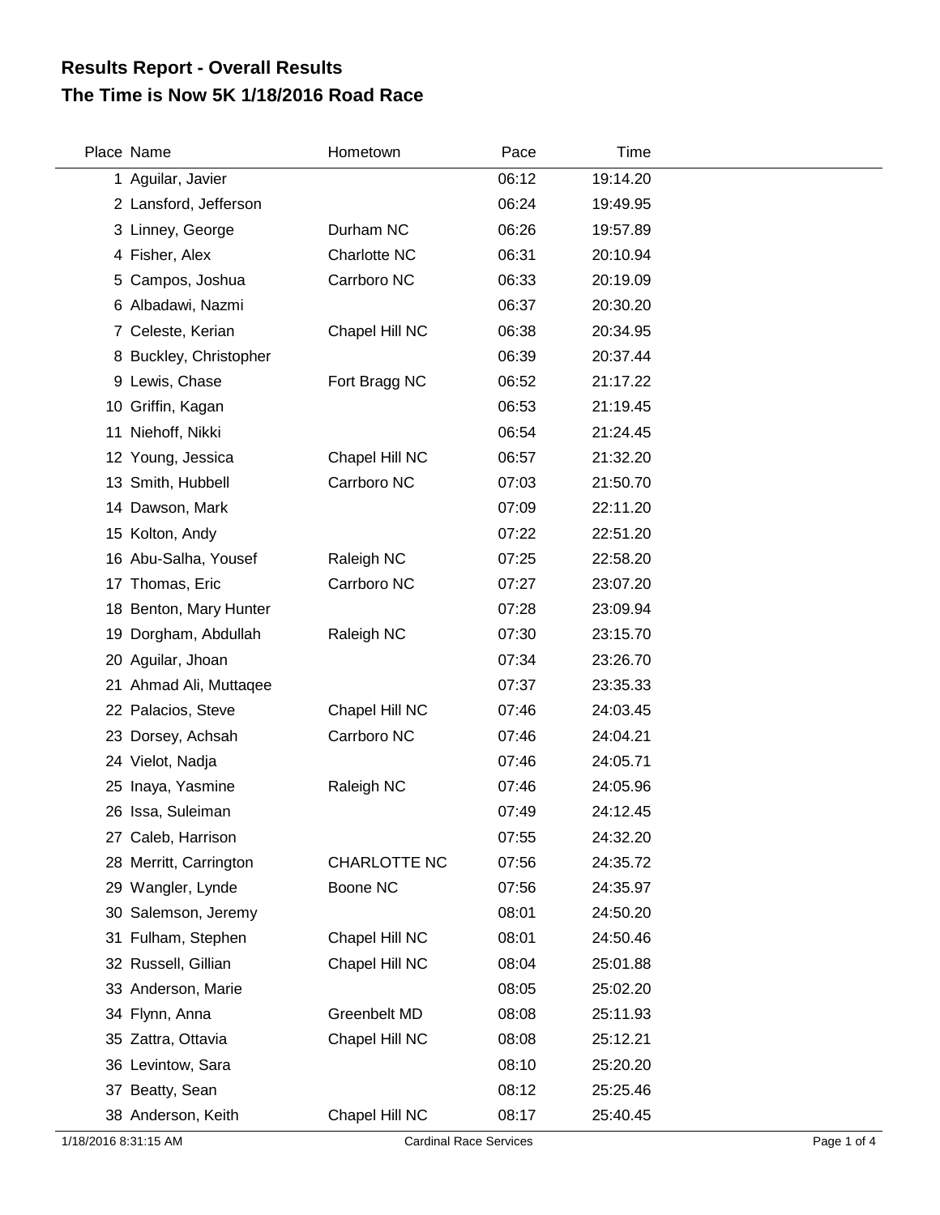# Results Report - Overall Results
# The Time is Now 5K 1/18/2016 Road Race

| Place | Name | Hometown | Pace | Time |
|---|---|---|---|---|
| 1 | Aguilar, Javier | | 06:12 | 19:14.20 |
| 2 | Lansford, Jefferson | | 06:24 | 19:49.95 |
| 3 | Linney, George | Durham NC | 06:26 | 19:57.89 |
| 4 | Fisher, Alex | Charlotte NC | 06:31 | 20:10.94 |
| 5 | Campos, Joshua | Carrboro NC | 06:33 | 20:19.09 |
| 6 | Albadawi, Nazmi | | 06:37 | 20:30.20 |
| 7 | Celeste, Kerian | Chapel Hill NC | 06:38 | 20:34.95 |
| 8 | Buckley, Christopher | | 06:39 | 20:37.44 |
| 9 | Lewis, Chase | Fort Bragg NC | 06:52 | 21:17.22 |
| 10 | Griffin, Kagan | | 06:53 | 21:19.45 |
| 11 | Niehoff, Nikki | | 06:54 | 21:24.45 |
| 12 | Young, Jessica | Chapel Hill NC | 06:57 | 21:32.20 |
| 13 | Smith, Hubbell | Carrboro NC | 07:03 | 21:50.70 |
| 14 | Dawson, Mark | | 07:09 | 22:11.20 |
| 15 | Kolton, Andy | | 07:22 | 22:51.20 |
| 16 | Abu-Salha, Yousef | Raleigh NC | 07:25 | 22:58.20 |
| 17 | Thomas, Eric | Carrboro NC | 07:27 | 23:07.20 |
| 18 | Benton, Mary Hunter | | 07:28 | 23:09.94 |
| 19 | Dorgham, Abdullah | Raleigh NC | 07:30 | 23:15.70 |
| 20 | Aguilar, Jhoan | | 07:34 | 23:26.70 |
| 21 | Ahmad Ali, Muttaqee | | 07:37 | 23:35.33 |
| 22 | Palacios, Steve | Chapel Hill NC | 07:46 | 24:03.45 |
| 23 | Dorsey, Achsah | Carrboro NC | 07:46 | 24:04.21 |
| 24 | Vielot, Nadja | | 07:46 | 24:05.71 |
| 25 | Inaya, Yasmine | Raleigh NC | 07:46 | 24:05.96 |
| 26 | Issa, Suleiman | | 07:49 | 24:12.45 |
| 27 | Caleb, Harrison | | 07:55 | 24:32.20 |
| 28 | Merritt, Carrington | CHARLOTTE NC | 07:56 | 24:35.72 |
| 29 | Wangler, Lynde | Boone NC | 07:56 | 24:35.97 |
| 30 | Salemson, Jeremy | | 08:01 | 24:50.20 |
| 31 | Fulham, Stephen | Chapel Hill NC | 08:01 | 24:50.46 |
| 32 | Russell, Gillian | Chapel Hill NC | 08:04 | 25:01.88 |
| 33 | Anderson, Marie | | 08:05 | 25:02.20 |
| 34 | Flynn, Anna | Greenbelt MD | 08:08 | 25:11.93 |
| 35 | Zattra, Ottavia | Chapel Hill NC | 08:08 | 25:12.21 |
| 36 | Levintow, Sara | | 08:10 | 25:20.20 |
| 37 | Beatty, Sean | | 08:12 | 25:25.46 |
| 38 | Anderson, Keith | Chapel Hill NC | 08:17 | 25:40.45 |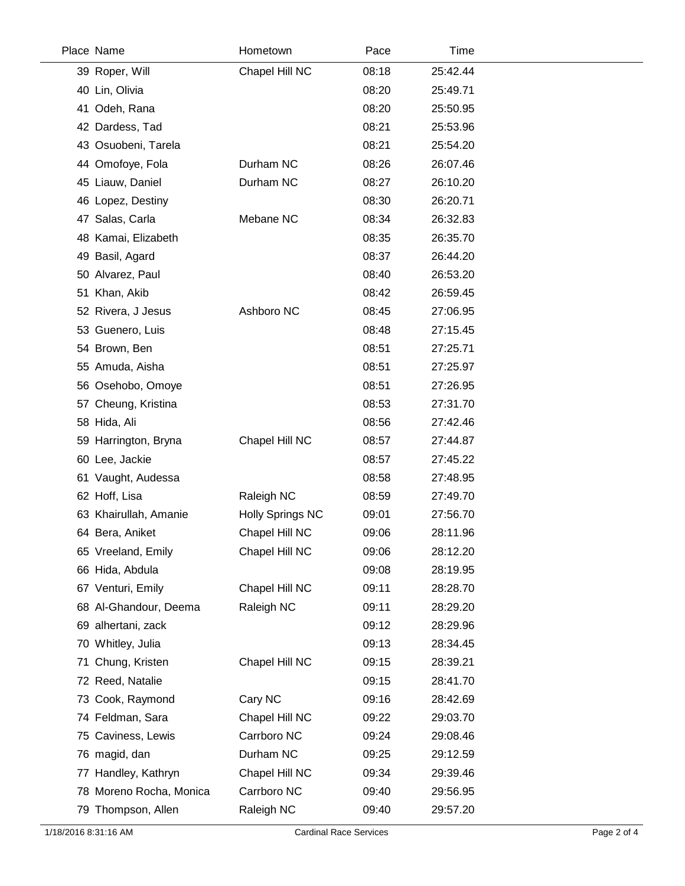| Place | Name | Hometown | Pace | Time |
|---|---|---|---|---|
| 39 | Roper, Will | Chapel Hill NC | 08:18 | 25:42.44 |
| 40 | Lin, Olivia | | 08:20 | 25:49.71 |
| 41 | Odeh, Rana | | 08:20 | 25:50.95 |
| 42 | Dardess, Tad | | 08:21 | 25:53.96 |
| 43 | Osuobeni, Tarela | | 08:21 | 25:54.20 |
| 44 | Omofoye, Fola | Durham NC | 08:26 | 26:07.46 |
| 45 | Liauw, Daniel | Durham NC | 08:27 | 26:10.20 |
| 46 | Lopez, Destiny | | 08:30 | 26:20.71 |
| 47 | Salas, Carla | Mebane NC | 08:34 | 26:32.83 |
| 48 | Kamai, Elizabeth | | 08:35 | 26:35.70 |
| 49 | Basil, Agard | | 08:37 | 26:44.20 |
| 50 | Alvarez, Paul | | 08:40 | 26:53.20 |
| 51 | Khan, Akib | | 08:42 | 26:59.45 |
| 52 | Rivera, J Jesus | Ashboro NC | 08:45 | 27:06.95 |
| 53 | Guenero, Luis | | 08:48 | 27:15.45 |
| 54 | Brown, Ben | | 08:51 | 27:25.71 |
| 55 | Amuda, Aisha | | 08:51 | 27:25.97 |
| 56 | Osehobo, Omoye | | 08:51 | 27:26.95 |
| 57 | Cheung, Kristina | | 08:53 | 27:31.70 |
| 58 | Hida, Ali | | 08:56 | 27:42.46 |
| 59 | Harrington, Bryna | Chapel Hill NC | 08:57 | 27:44.87 |
| 60 | Lee, Jackie | | 08:57 | 27:45.22 |
| 61 | Vaught, Audessa | | 08:58 | 27:48.95 |
| 62 | Hoff, Lisa | Raleigh NC | 08:59 | 27:49.70 |
| 63 | Khairullah, Amanie | Holly Springs NC | 09:01 | 27:56.70 |
| 64 | Bera, Aniket | Chapel Hill NC | 09:06 | 28:11.96 |
| 65 | Vreeland, Emily | Chapel Hill NC | 09:06 | 28:12.20 |
| 66 | Hida, Abdula | | 09:08 | 28:19.95 |
| 67 | Venturi, Emily | Chapel Hill NC | 09:11 | 28:28.70 |
| 68 | Al-Ghandour, Deema | Raleigh NC | 09:11 | 28:29.20 |
| 69 | alhertani, zack | | 09:12 | 28:29.96 |
| 70 | Whitley, Julia | | 09:13 | 28:34.45 |
| 71 | Chung, Kristen | Chapel Hill NC | 09:15 | 28:39.21 |
| 72 | Reed, Natalie | | 09:15 | 28:41.70 |
| 73 | Cook, Raymond | Cary NC | 09:16 | 28:42.69 |
| 74 | Feldman, Sara | Chapel Hill NC | 09:22 | 29:03.70 |
| 75 | Caviness, Lewis | Carrboro NC | 09:24 | 29:08.46 |
| 76 | magid, dan | Durham NC | 09:25 | 29:12.59 |
| 77 | Handley, Kathryn | Chapel Hill NC | 09:34 | 29:39.46 |
| 78 | Moreno Rocha, Monica | Carrboro NC | 09:40 | 29:56.95 |
| 79 | Thompson, Allen | Raleigh NC | 09:40 | 29:57.20 |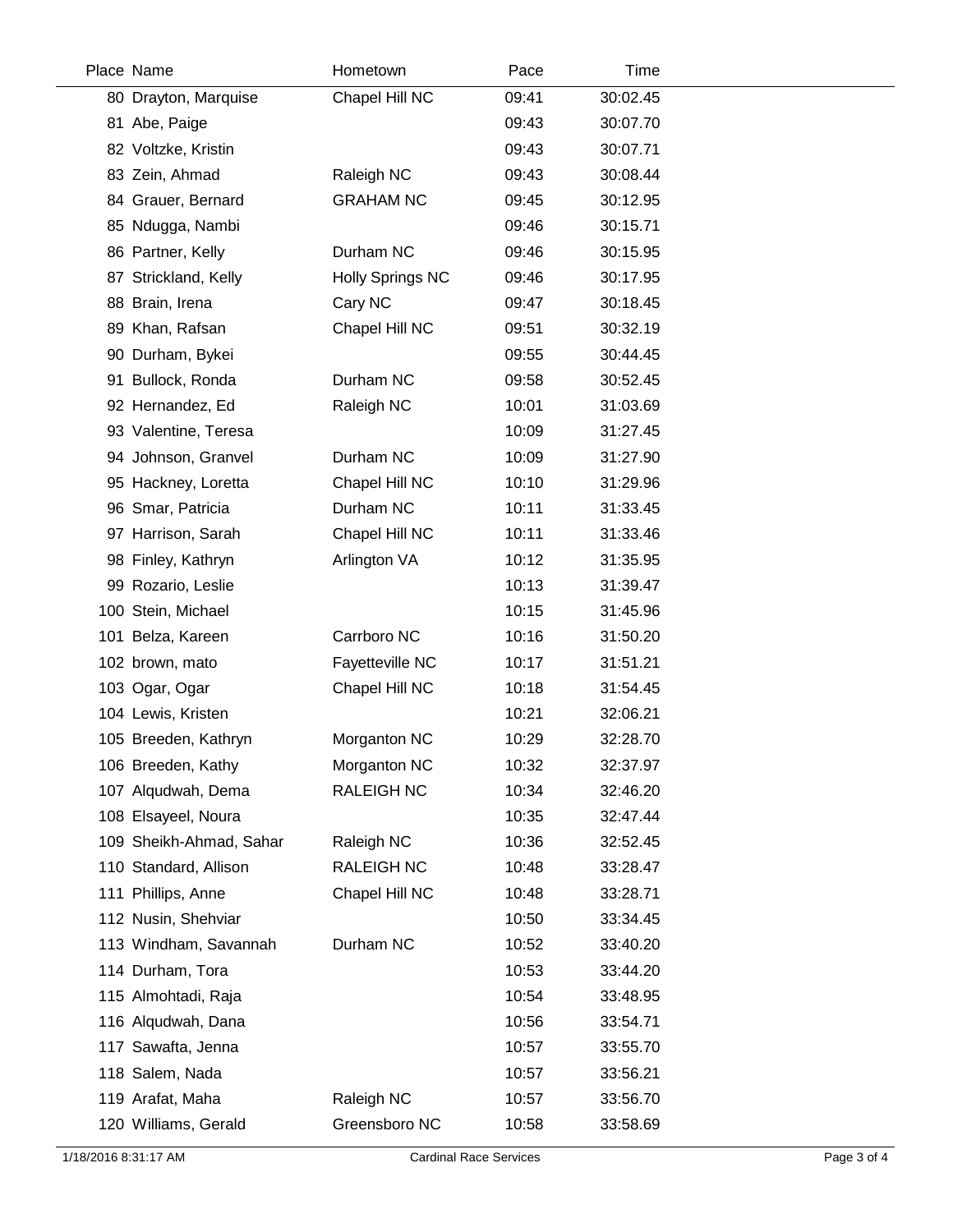| Place | Name | Hometown | Pace | Time |
|---|---|---|---|---|
| 80 | Drayton, Marquise | Chapel Hill NC | 09:41 | 30:02.45 |
| 81 | Abe, Paige | | 09:43 | 30:07.70 |
| 82 | Voltzke, Kristin | | 09:43 | 30:07.71 |
| 83 | Zein, Ahmad | Raleigh NC | 09:43 | 30:08.44 |
| 84 | Grauer, Bernard | GRAHAM NC | 09:45 | 30:12.95 |
| 85 | Ndugga, Nambi | | 09:46 | 30:15.71 |
| 86 | Partner, Kelly | Durham NC | 09:46 | 30:15.95 |
| 87 | Strickland, Kelly | Holly Springs NC | 09:46 | 30:17.95 |
| 88 | Brain, Irena | Cary NC | 09:47 | 30:18.45 |
| 89 | Khan, Rafsan | Chapel Hill NC | 09:51 | 30:32.19 |
| 90 | Durham, Bykei | | 09:55 | 30:44.45 |
| 91 | Bullock, Ronda | Durham NC | 09:58 | 30:52.45 |
| 92 | Hernandez, Ed | Raleigh NC | 10:01 | 31:03.69 |
| 93 | Valentine, Teresa | | 10:09 | 31:27.45 |
| 94 | Johnson, Granvel | Durham NC | 10:09 | 31:27.90 |
| 95 | Hackney, Loretta | Chapel Hill NC | 10:10 | 31:29.96 |
| 96 | Smar, Patricia | Durham NC | 10:11 | 31:33.45 |
| 97 | Harrison, Sarah | Chapel Hill NC | 10:11 | 31:33.46 |
| 98 | Finley, Kathryn | Arlington VA | 10:12 | 31:35.95 |
| 99 | Rozario, Leslie | | 10:13 | 31:39.47 |
| 100 | Stein, Michael | | 10:15 | 31:45.96 |
| 101 | Belza, Kareen | Carrboro NC | 10:16 | 31:50.20 |
| 102 | brown, mato | Fayetteville NC | 10:17 | 31:51.21 |
| 103 | Ogar, Ogar | Chapel Hill NC | 10:18 | 31:54.45 |
| 104 | Lewis, Kristen | | 10:21 | 32:06.21 |
| 105 | Breeden, Kathryn | Morganton NC | 10:29 | 32:28.70 |
| 106 | Breeden, Kathy | Morganton NC | 10:32 | 32:37.97 |
| 107 | Alqudwah, Dema | RALEIGH NC | 10:34 | 32:46.20 |
| 108 | Elsayeel, Noura | | 10:35 | 32:47.44 |
| 109 | Sheikh-Ahmad, Sahar | Raleigh NC | 10:36 | 32:52.45 |
| 110 | Standard, Allison | RALEIGH NC | 10:48 | 33:28.47 |
| 111 | Phillips, Anne | Chapel Hill NC | 10:48 | 33:28.71 |
| 112 | Nusin, Shehviar | | 10:50 | 33:34.45 |
| 113 | Windham, Savannah | Durham NC | 10:52 | 33:40.20 |
| 114 | Durham, Tora | | 10:53 | 33:44.20 |
| 115 | Almohtadi, Raja | | 10:54 | 33:48.95 |
| 116 | Alqudwah, Dana | | 10:56 | 33:54.71 |
| 117 | Sawafta, Jenna | | 10:57 | 33:55.70 |
| 118 | Salem, Nada | | 10:57 | 33:56.21 |
| 119 | Arafat, Maha | Raleigh NC | 10:57 | 33:56.70 |
| 120 | Williams, Gerald | Greensboro NC | 10:58 | 33:58.69 |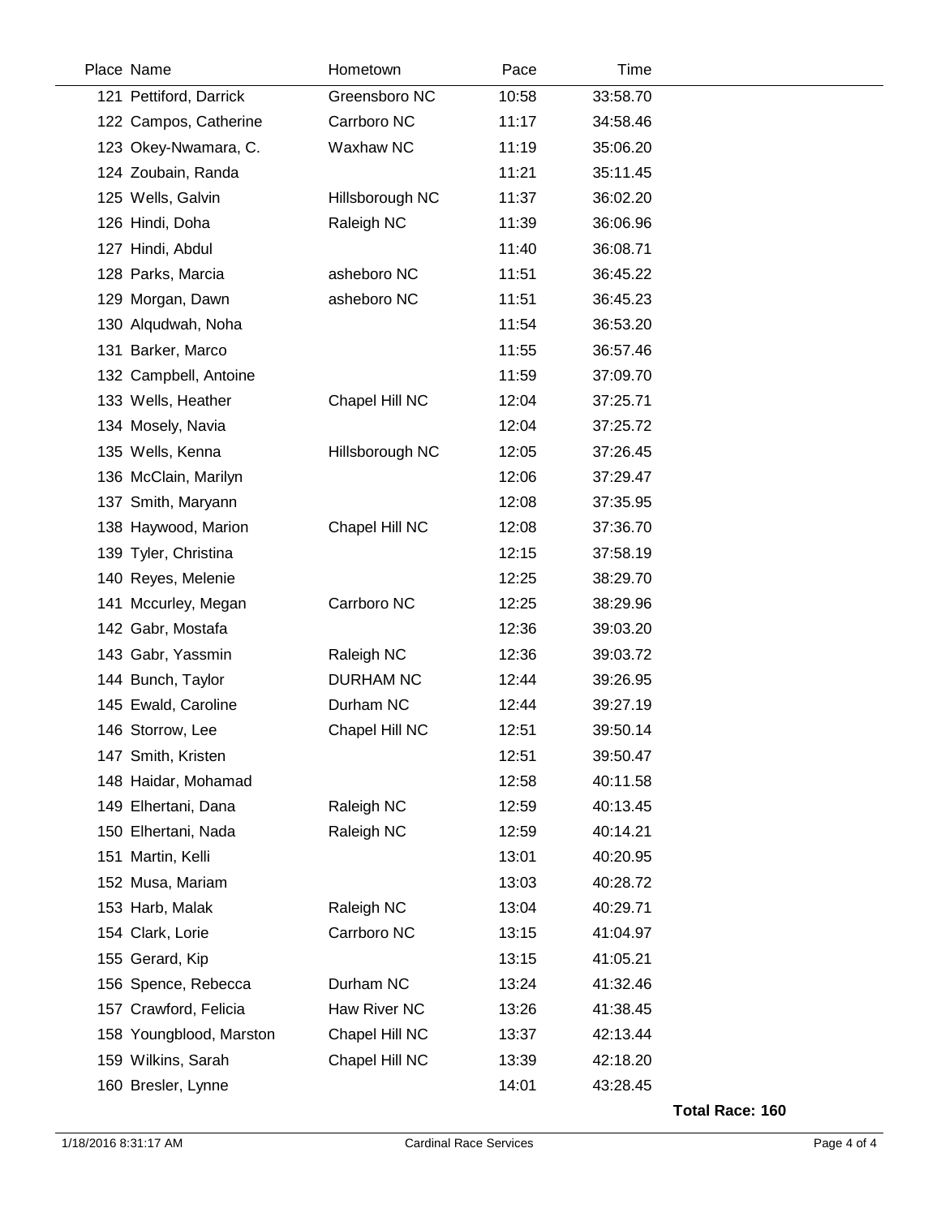| Place | Name | Hometown | Pace | Time |
|---|---|---|---|---|
| 121 | Pettiford, Darrick | Greensboro NC | 10:58 | 33:58.70 |
| 122 | Campos, Catherine | Carrboro NC | 11:17 | 34:58.46 |
| 123 | Okey-Nwamara, C. | Waxhaw NC | 11:19 | 35:06.20 |
| 124 | Zoubain, Randa | | 11:21 | 35:11.45 |
| 125 | Wells, Galvin | Hillsborough NC | 11:37 | 36:02.20 |
| 126 | Hindi, Doha | Raleigh NC | 11:39 | 36:06.96 |
| 127 | Hindi, Abdul | | 11:40 | 36:08.71 |
| 128 | Parks, Marcia | asheboro NC | 11:51 | 36:45.22 |
| 129 | Morgan, Dawn | asheboro NC | 11:51 | 36:45.23 |
| 130 | Alqudwah, Noha | | 11:54 | 36:53.20 |
| 131 | Barker, Marco | | 11:55 | 36:57.46 |
| 132 | Campbell, Antoine | | 11:59 | 37:09.70 |
| 133 | Wells, Heather | Chapel Hill NC | 12:04 | 37:25.71 |
| 134 | Mosely, Navia | | 12:04 | 37:25.72 |
| 135 | Wells, Kenna | Hillsborough NC | 12:05 | 37:26.45 |
| 136 | McClain, Marilyn | | 12:06 | 37:29.47 |
| 137 | Smith, Maryann | | 12:08 | 37:35.95 |
| 138 | Haywood, Marion | Chapel Hill NC | 12:08 | 37:36.70 |
| 139 | Tyler, Christina | | 12:15 | 37:58.19 |
| 140 | Reyes, Melenie | | 12:25 | 38:29.70 |
| 141 | Mccurley, Megan | Carrboro NC | 12:25 | 38:29.96 |
| 142 | Gabr, Mostafa | | 12:36 | 39:03.20 |
| 143 | Gabr, Yassmin | Raleigh NC | 12:36 | 39:03.72 |
| 144 | Bunch, Taylor | DURHAM NC | 12:44 | 39:26.95 |
| 145 | Ewald, Caroline | Durham NC | 12:44 | 39:27.19 |
| 146 | Storrow, Lee | Chapel Hill NC | 12:51 | 39:50.14 |
| 147 | Smith, Kristen | | 12:51 | 39:50.47 |
| 148 | Haidar, Mohamad | | 12:58 | 40:11.58 |
| 149 | Elhertani, Dana | Raleigh NC | 12:59 | 40:13.45 |
| 150 | Elhertani, Nada | Raleigh NC | 12:59 | 40:14.21 |
| 151 | Martin, Kelli | | 13:01 | 40:20.95 |
| 152 | Musa, Mariam | | 13:03 | 40:28.72 |
| 153 | Harb, Malak | Raleigh NC | 13:04 | 40:29.71 |
| 154 | Clark, Lorie | Carrboro NC | 13:15 | 41:04.97 |
| 155 | Gerard, Kip | | 13:15 | 41:05.21 |
| 156 | Spence, Rebecca | Durham NC | 13:24 | 41:32.46 |
| 157 | Crawford, Felicia | Haw River NC | 13:26 | 41:38.45 |
| 158 | Youngblood, Marston | Chapel Hill NC | 13:37 | 42:13.44 |
| 159 | Wilkins, Sarah | Chapel Hill NC | 13:39 | 42:18.20 |
| 160 | Bresler, Lynne | | 14:01 | 43:28.45 |

**Total Race: 160**

1/18/2016 8:31:17 AM — Cardinal Race Services